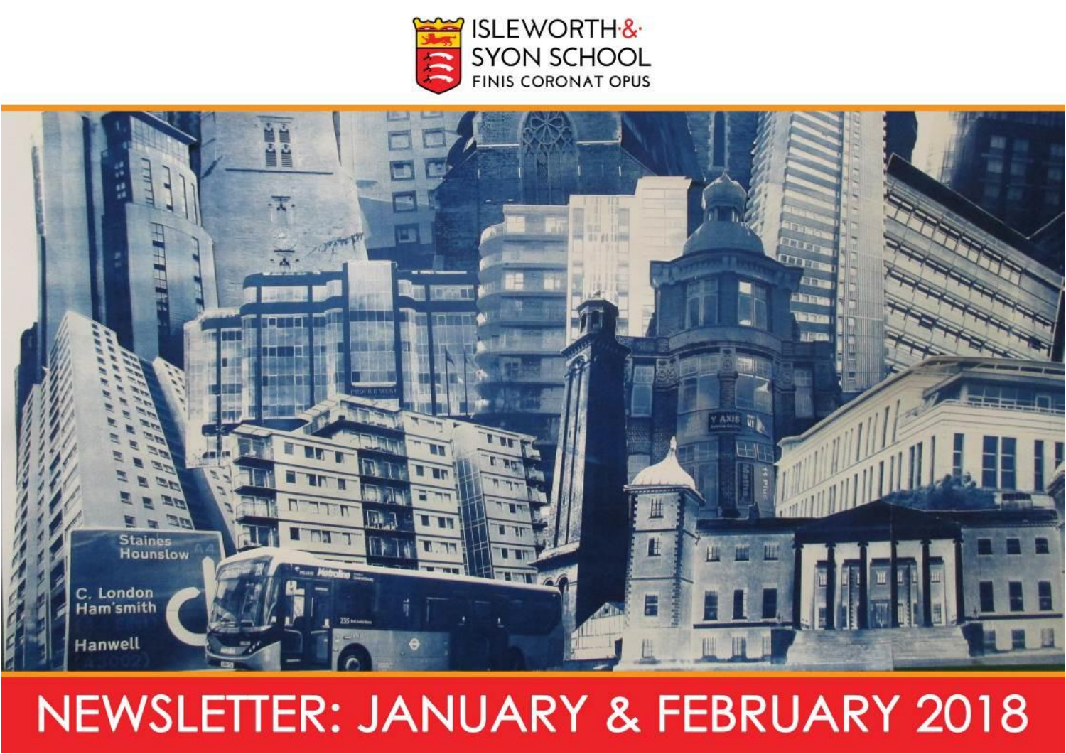ISLEWORTH & SYON SCHOOL

FINIS CORONAT OPUS

# NEWSLETTER: JANUARY & FEBRUARY 2018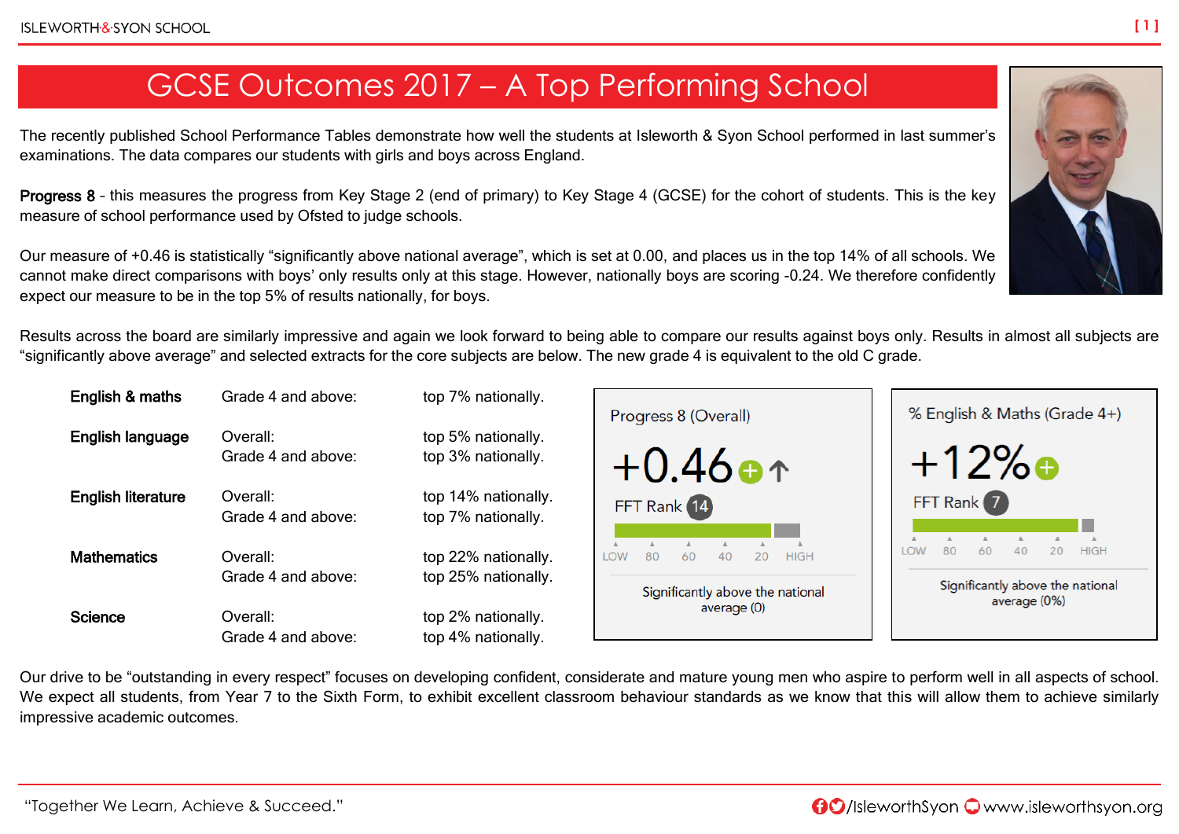# GCSE Outcomes 2017 – A Top Performing School

The recently published School Performance Tables demonstrate how well the students at Isleworth & Syon School performed in last summer's examinations. The data compares our students with girls and boys across England.

**Progress 8** - this measures the progress from Key Stage 2 (end of primary) to Key Stage 4 (GCSE) for the cohort of students. This is the key measure of school performance used by Ofsted to judge schools.

Our measure of +0.46 is statistically "significantly above national average", which is set at 0.00, and places us in the top 14% of all schools. We cannot make direct comparisons with boys' only results only at this stage. However, nationally boys are scoring -0.24. We therefore confidently expect our measure to be in the top 5% of results nationally, for boys.

Results across the board are similarly impressive and again we look forward to being able to compare our results against boys only. Results in almost all subjects are "significantly above average" and selected extracts for the core subjects are below. The new grade 4 is equivalent to the old C grade.

| Subject | Measure | Ranking |
|---|---|---|
| **English & maths** | Grade 4 and above: | top 7% nationally. |
| **English language** | Overall: | top 5% nationally. |
| | Grade 4 and above: | top 3% nationally. |
| **English literature** | Overall: | top 14% nationally. |
| | Grade 4 and above: | top 7% nationally. |
| **Mathematics** | Overall: | top 22% nationally. |
| | Grade 4 and above: | top 25% nationally. |
| **Science** | Overall: | top 2% nationally. |
| | Grade 4 and above: | top 4% nationally. |

**Progress 8 (Overall)**

+0.46

FFT Rank 14

LOW 80 60 40 20 HIGH

Significantly above the national average (0)

**% English & Maths (Grade 4+)**

+12%

FFT Rank 7

LOW 80 60 40 20 HIGH

Significantly above the national average (0%)

Our drive to be "outstanding in every respect" focuses on developing confident, considerate and mature young men who aspire to perform well in all aspects of school. We expect all students, from Year 7 to the Sixth Form, to exhibit excellent classroom behaviour standards as we know that this will allow them to achieve similarly impressive academic outcomes.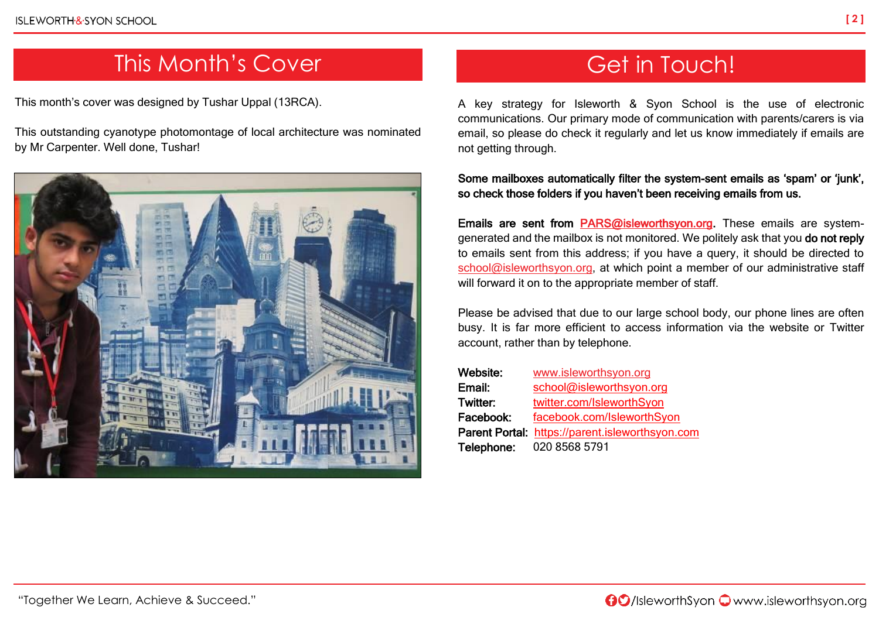## This Month's Cover

This month's cover was designed by Tushar Uppal (13RCA).

This outstanding cyanotype photomontage of local architecture was nominated by Mr Carpenter. Well done, Tushar!

## Get in Touch!

A key strategy for Isleworth & Syon School is the use of electronic communications. Our primary mode of communication with parents/carers is via email, so please do check it regularly and let us know immediately if emails are not getting through.

**Some mailboxes automatically filter the system-sent emails as 'spam' or 'junk', so check those folders if you haven't been receiving emails from us.**

**Emails are sent from PARS@isleworthsyon.org.** These emails are system-generated and the mailbox is not monitored. We politely ask that you **do not reply** to emails sent from this address; if you have a query, it should be directed to school@isleworthsyon.org, at which point a member of our administrative staff will forward it on to the appropriate member of staff.

Please be advised that due to our large school body, our phone lines are often busy. It is far more efficient to access information via the website or Twitter account, rather than by telephone.

**Website:** www.isleworthsyon.org
**Email:** school@isleworthsyon.org
**Twitter:** twitter.com/IsleworthSyon
**Facebook:** facebook.com/IsleworthSyon
**Parent Portal:** https://parent.isleworthsyon.com
**Telephone:** 020 8568 5791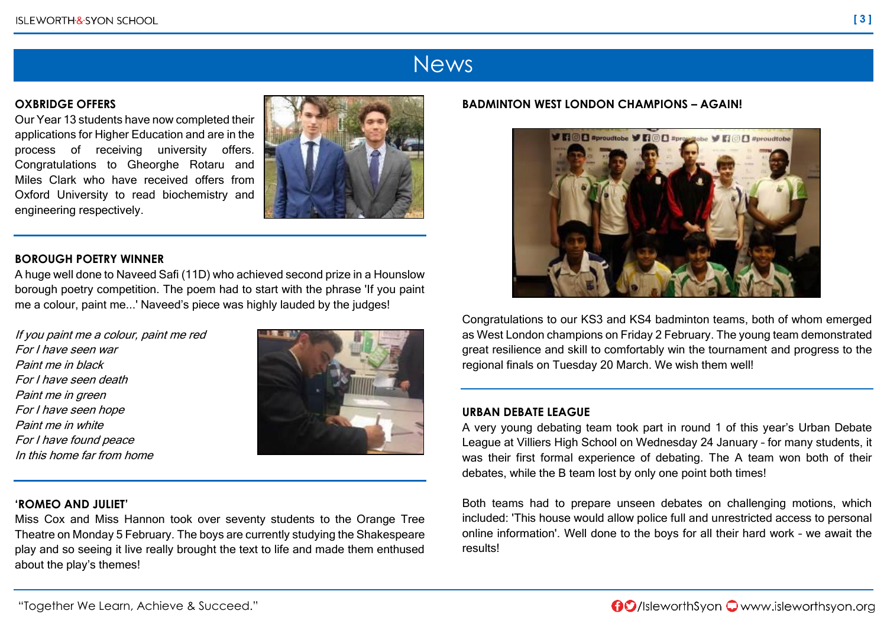# News

## OXBRIDGE OFFERS

Our Year 13 students have now completed their applications for Higher Education and are in the process of receiving university offers. Congratulations to Gheorghe Rotaru and Miles Clark who have received offers from Oxford University to read biochemistry and engineering respectively.

## BOROUGH POETRY WINNER

A huge well done to Naveed Safi (11D) who achieved second prize in a Hounslow borough poetry competition. The poem had to start with the phrase 'If you paint me a colour, paint me...' Naveed's piece was highly lauded by the judges!

*If you paint me a colour, paint me red*
*For I have seen war*
*Paint me in black*
*For I have seen death*
*Paint me in green*
*For I have seen hope*
*Paint me in white*
*For I have found peace*
*In this home far from home*

## 'ROMEO AND JULIET'

Miss Cox and Miss Hannon took over seventy students to the Orange Tree Theatre on Monday 5 February. The boys are currently studying the Shakespeare play and so seeing it live really brought the text to life and made them enthused about the play's themes!

## BADMINTON WEST LONDON CHAMPIONS – AGAIN!

Congratulations to our KS3 and KS4 badminton teams, both of whom emerged as West London champions on Friday 2 February. The young team demonstrated great resilience and skill to comfortably win the tournament and progress to the regional finals on Tuesday 20 March. We wish them well!

## URBAN DEBATE LEAGUE

A very young debating team took part in round 1 of this year's Urban Debate League at Villiers High School on Wednesday 24 January – for many students, it was their first formal experience of debating. The A team won both of their debates, while the B team lost by only one point both times!

Both teams had to prepare unseen debates on challenging motions, which included: 'This house would allow police full and unrestricted access to personal online information'. Well done to the boys for all their hard work – we await the results!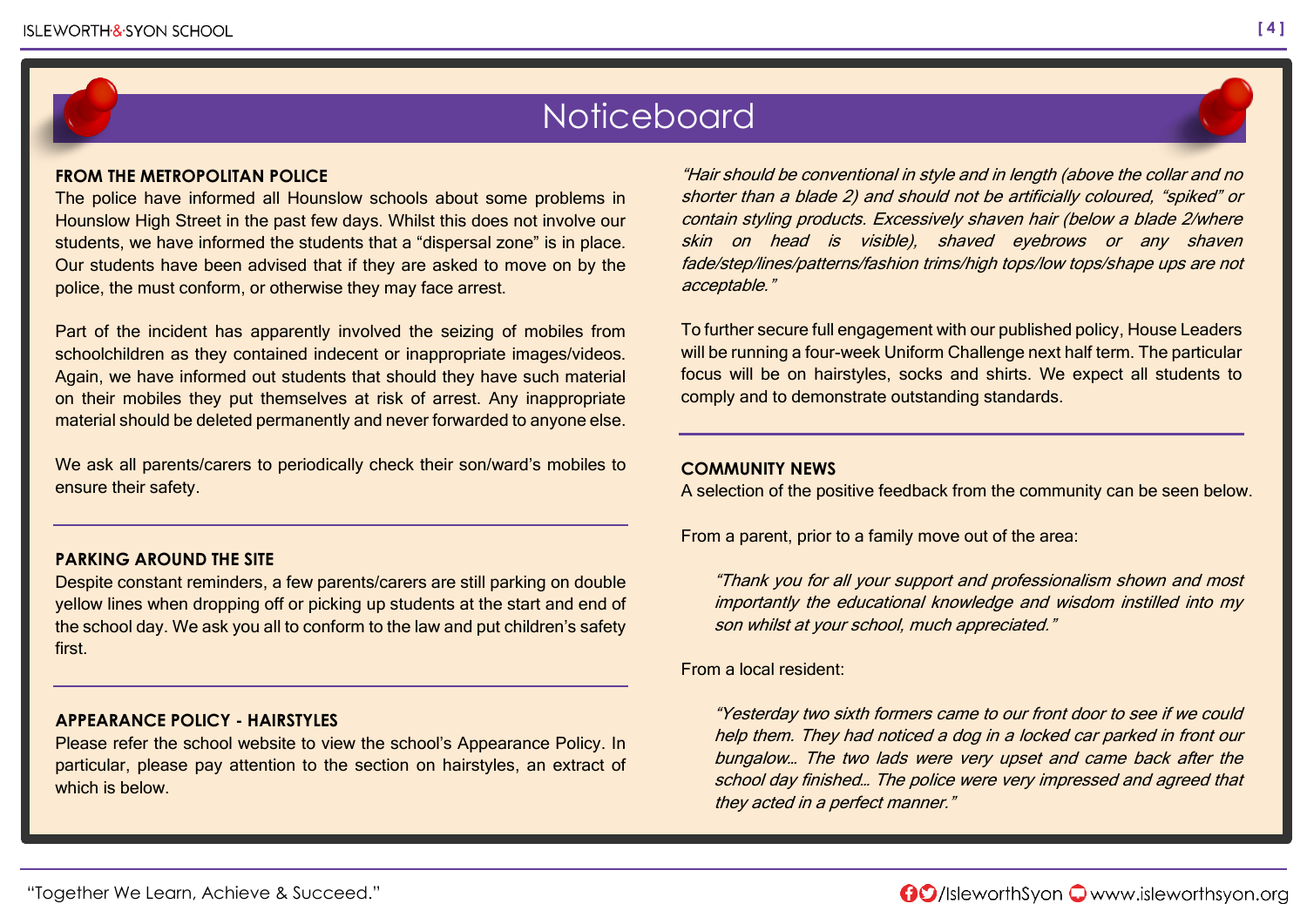# Noticeboard

## FROM THE METROPOLITAN POLICE

The police have informed all Hounslow schools about some problems in Hounslow High Street in the past few days. Whilst this does not involve our students, we have informed the students that a "dispersal zone" is in place. Our students have been advised that if they are asked to move on by the police, the must conform, or otherwise they may face arrest.

Part of the incident has apparently involved the seizing of mobiles from schoolchildren as they contained indecent or inappropriate images/videos. Again, we have informed out students that should they have such material on their mobiles they put themselves at risk of arrest. Any inappropriate material should be deleted permanently and never forwarded to anyone else.

We ask all parents/carers to periodically check their son/ward's mobiles to ensure their safety.

## PARKING AROUND THE SITE

Despite constant reminders, a few parents/carers are still parking on double yellow lines when dropping off or picking up students at the start and end of the school day. We ask you all to conform to the law and put children's safety first.

## APPEARANCE POLICY - HAIRSTYLES

Please refer the school website to view the school's Appearance Policy. In particular, please pay attention to the section on hairstyles, an extract of which is below.

*"Hair should be conventional in style and in length (above the collar and no shorter than a blade 2) and should not be artificially coloured, "spiked" or contain styling products. Excessively shaven hair (below a blade 2/where skin on head is visible), shaved eyebrows or any shaven fade/step/lines/patterns/fashion trims/high tops/low tops/shape ups are not acceptable."*

To further secure full engagement with our published policy, House Leaders will be running a four-week Uniform Challenge next half term. The particular focus will be on hairstyles, socks and shirts. We expect all students to comply and to demonstrate outstanding standards.

## COMMUNITY NEWS

A selection of the positive feedback from the community can be seen below.

From a parent, prior to a family move out of the area:

> *"Thank you for all your support and professionalism shown and most importantly the educational knowledge and wisdom instilled into my son whilst at your school, much appreciated."*

From a local resident:

> *"Yesterday two sixth formers came to our front door to see if we could help them. They had noticed a dog in a locked car parked in front our bungalow… The two lads were very upset and came back after the school day finished… The police were very impressed and agreed that they acted in a perfect manner."*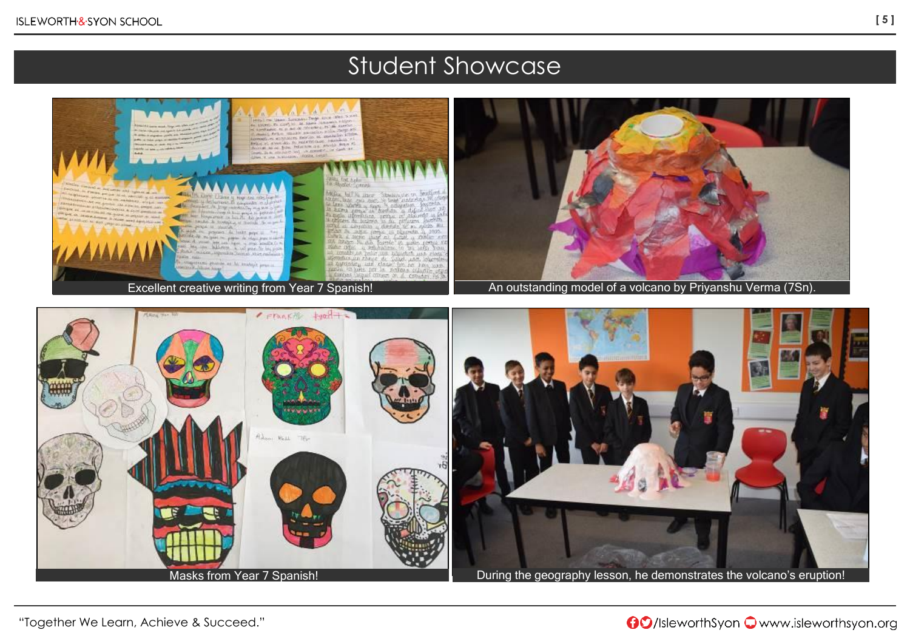# Student Showcase

Excellent creative writing from Year 7 Spanish!

An outstanding model of a volcano by Priyanshu Verma (7Sn).

Masks from Year 7 Spanish!

During the geography lesson, he demonstrates the volcano's eruption!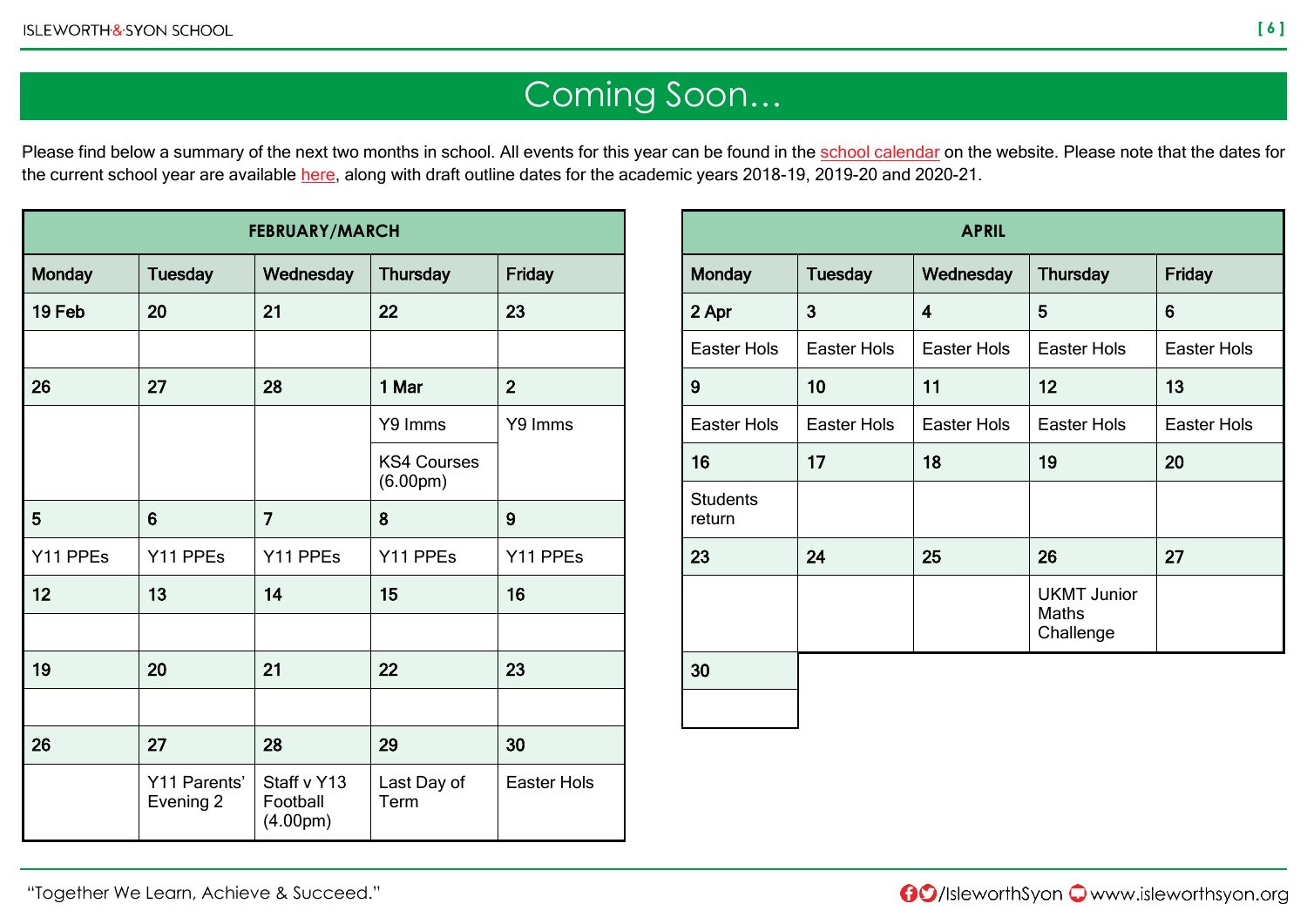# Coming Soon…

Please find below a summary of the next two months in school. All events for this year can be found in the school calendar on the website. Please note that the dates for the current school year are available here, along with draft outline dates for the academic years 2018-19, 2019-20 and 2020-21.

| FEBRUARY/MARCH | | | | |
|---|---|---|---|---|
| **Monday** | **Tuesday** | **Wednesday** | **Thursday** | **Friday** |
| **19 Feb** | **20** | **21** | **22** | **23** |
| | | | | |
| **26** | **27** | **28** | **1 Mar** | **2** |
| | | | Y9 Imms | Y9 Imms |
| | | | KS4 Courses (6.00pm) | |
| **5** | **6** | **7** | **8** | **9** |
| Y11 PPEs | Y11 PPEs | Y11 PPEs | Y11 PPEs | Y11 PPEs |
| **12** | **13** | **14** | **15** | **16** |
| | | | | |
| **19** | **20** | **21** | **22** | **23** |
| | | | | |
| **26** | **27** | **28** | **29** | **30** |
| | Y11 Parents' Evening 2 | Staff v Y13 Football (4.00pm) | Last Day of Term | Easter Hols |

| APRIL | | | | |
|---|---|---|---|---|
| **Monday** | **Tuesday** | **Wednesday** | **Thursday** | **Friday** |
| **2 Apr** | **3** | **4** | **5** | **6** |
| Easter Hols | Easter Hols | Easter Hols | Easter Hols | Easter Hols |
| **9** | **10** | **11** | **12** | **13** |
| Easter Hols | Easter Hols | Easter Hols | Easter Hols | Easter Hols |
| **16** | **17** | **18** | **19** | **20** |
| Students return | | | | |
| **23** | **24** | **25** | **26** | **27** |
| | | | UKMT Junior Maths Challenge | |
| **30** | | | | |
| | | | | |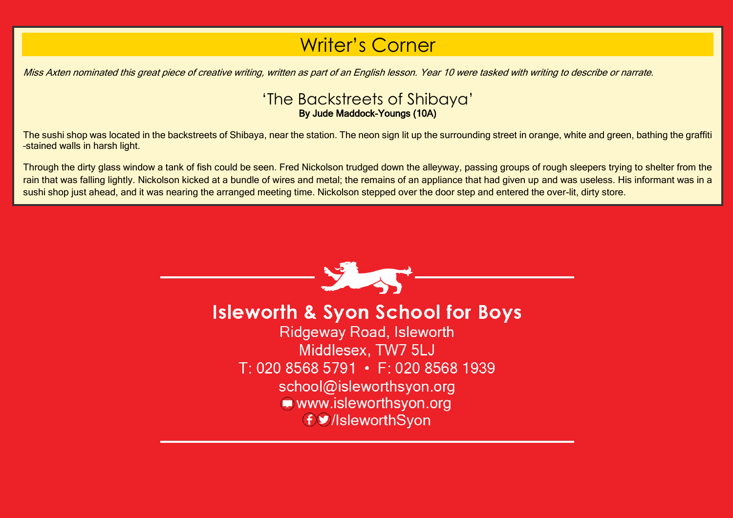# Writer's Corner

*Miss Axten nominated this great piece of creative writing, written as part of an English lesson. Year 10 were tasked with writing to describe or narrate.*

## 'The Backstreets of Shibaya'

**By Jude Maddock-Youngs (10A)**

The sushi shop was located in the backstreets of Shibaya, near the station. The neon sign lit up the surrounding street in orange, white and green, bathing the graffiti -stained walls in harsh light.

Through the dirty glass window a tank of fish could be seen. Fred Nickolson trudged down the alleyway, passing groups of rough sleepers trying to shelter from the rain that was falling lightly. Nickolson kicked at a bundle of wires and metal; the remains of an appliance that had given up and was useless. His informant was in a sushi shop just ahead, and it was nearing the arranged meeting time. Nickolson stepped over the door step and entered the over-lit, dirty store.

**Isleworth & Syon School for Boys**

Ridgeway Road, Isleworth

Middlesex, TW7 5LJ

T: 020 8568 5791 • F: 020 8568 1939

school@isleworthsyon.org

www.isleworthsyon.org

/IsleworthSyon